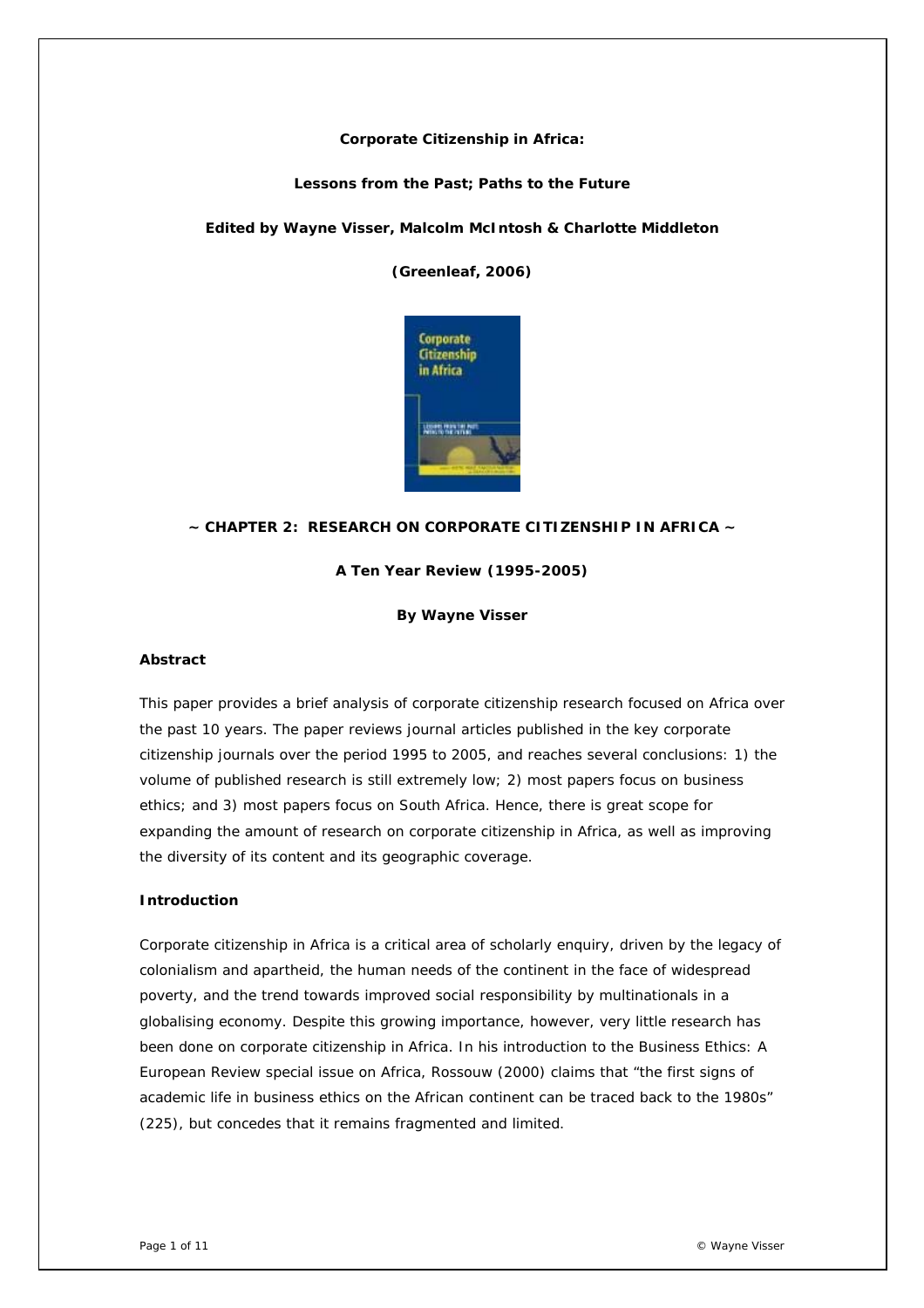**Corporate Citizenship in Africa:**

**Lessons from the Past; Paths to the Future**

**Edited by Wayne Visser, Malcolm McIntosh & Charlotte Middleton**

**(Greenleaf, 2006)**

# ~ CHAPTER 2: RESEARCH ON CORPORATE CITIZENSHIP IN AFRICA ~

## A Ten Year Review (1995-2005)

**By Wayne Visser**

### Abstract

This paper provides a brief analysis of corporate citizenship research focused on Africa over the past 10 years. The paper reviews journal articles published in the key corporate citizenship journals over the period 1995 to 2005, and reaches several conclusions: 1) the volume of published research is still extremely low; 2) most papers focus on business ethics; and 3) most papers focus on South Africa. Hence, there is great scope for expanding the amount of research on corporate citizenship in Africa, as well as improving the diversity of its content and its geographic coverage.

### Introduction

Corporate citizenship in Africa is a critical area of scholarly enquiry, driven by the legacy of colonialism and apartheid, the human needs of the continent in the face of widespread poverty, and the trend towards improved social responsibility by multinationals in a globalising economy. Despite this growing importance, however, very little research has been done on corporate citizenship in Africa. In his introduction to the Business Ethics: A European Review special issue on Africa, Rossouw (2000) claims that "the first signs of academic life in business ethics on the African continent can be traced back to the 1980s" (225), but concedes that it remains fragmented and limited.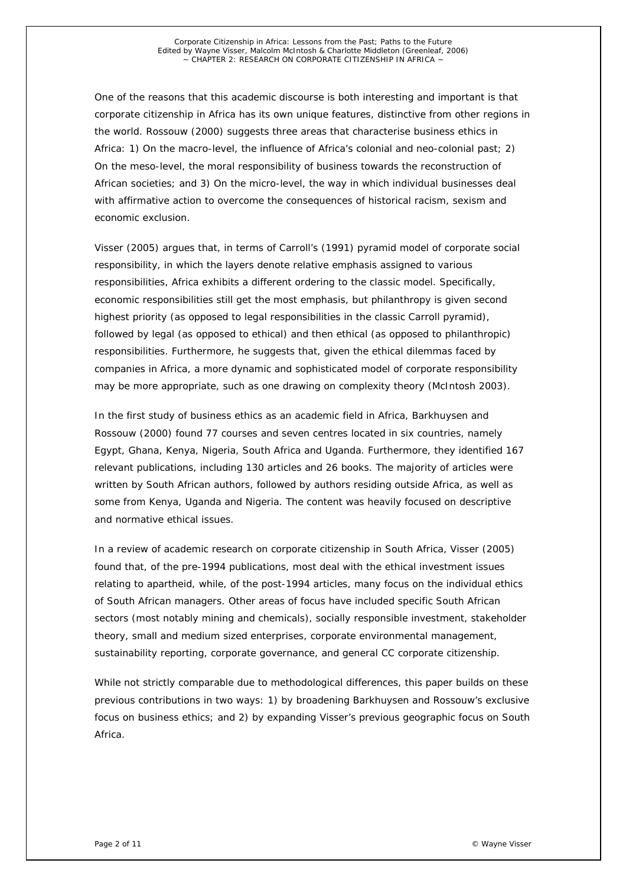One of the reasons that this academic discourse is both interesting and important is that corporate citizenship in Africa has its own unique features, distinctive from other regions in the world. Rossouw (2000) suggests three areas that characterise business ethics in Africa: 1) On the macro-level, the influence of Africa's colonial and neo-colonial past; 2) On the meso-level, the moral responsibility of business towards the reconstruction of African societies; and 3) On the micro-level, the way in which individual businesses deal with affirmative action to overcome the consequences of historical racism, sexism and economic exclusion.

Visser (2005) argues that, in terms of Carroll's (1991) pyramid model of corporate social responsibility, in which the layers denote relative emphasis assigned to various responsibilities, Africa exhibits a different ordering to the classic model. Specifically, economic responsibilities still get the most emphasis, but philanthropy is given second highest priority (as opposed to legal responsibilities in the classic Carroll pyramid), followed by legal (as opposed to ethical) and then ethical (as opposed to philanthropic) responsibilities. Furthermore, he suggests that, given the ethical dilemmas faced by companies in Africa, a more dynamic and sophisticated model of corporate responsibility may be more appropriate, such as one drawing on complexity theory (McIntosh 2003).

In the first study of business ethics as an academic field in Africa, Barkhuysen and Rossouw (2000) found 77 courses and seven centres located in six countries, namely Egypt, Ghana, Kenya, Nigeria, South Africa and Uganda. Furthermore, they identified 167 relevant publications, including 130 articles and 26 books. The majority of articles were written by South African authors, followed by authors residing outside Africa, as well as some from Kenya, Uganda and Nigeria. The content was heavily focused on descriptive and normative ethical issues.

In a review of academic research on corporate citizenship in South Africa, Visser (2005) found that, of the pre-1994 publications, most deal with the ethical investment issues relating to apartheid, while, of the post-1994 articles, many focus on the individual ethics of South African managers. Other areas of focus have included specific South African sectors (most notably mining and chemicals), socially responsible investment, stakeholder theory, small and medium sized enterprises, corporate environmental management, sustainability reporting, corporate governance, and general CC corporate citizenship.

While not strictly comparable due to methodological differences, this paper builds on these previous contributions in two ways: 1) by broadening Barkhuysen and Rossouw's exclusive focus on business ethics; and 2) by expanding Visser's previous geographic focus on South Africa.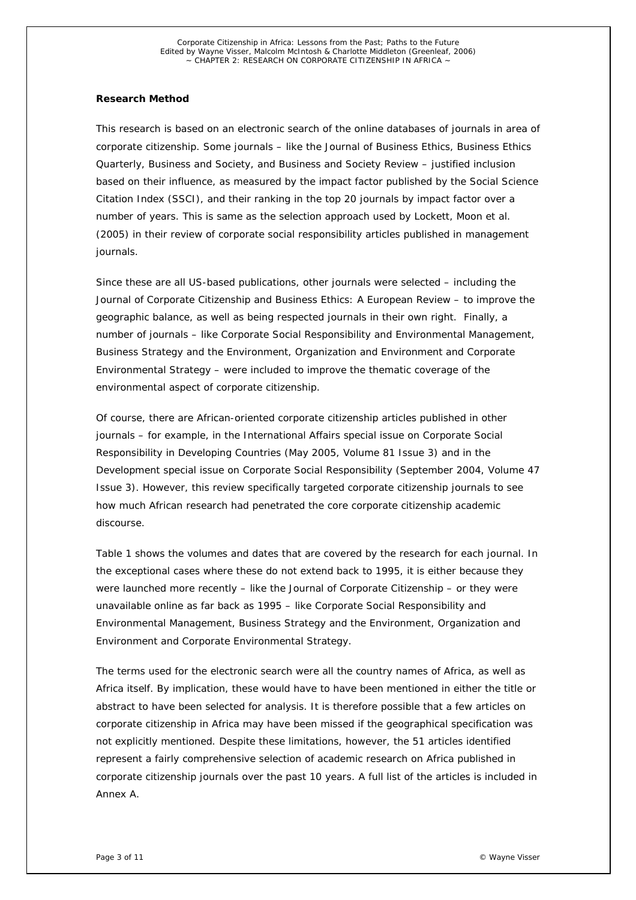**Research Method**

This research is based on an electronic search of the online databases of journals in area of corporate citizenship. Some journals – like the Journal of Business Ethics, Business Ethics Quarterly, Business and Society, and Business and Society Review – justified inclusion based on their influence, as measured by the impact factor published by the Social Science Citation Index (SSCI), and their ranking in the top 20 journals by impact factor over a number of years. This is same as the selection approach used by Lockett, Moon et al. (2005) in their review of corporate social responsibility articles published in management journals.

Since these are all US-based publications, other journals were selected – including the Journal of Corporate Citizenship and Business Ethics: A European Review – to improve the geographic balance, as well as being respected journals in their own right. Finally, a number of journals – like Corporate Social Responsibility and Environmental Management, Business Strategy and the Environment, Organization and Environment and Corporate Environmental Strategy – were included to improve the thematic coverage of the environmental aspect of corporate citizenship.

Of course, there are African-oriented corporate citizenship articles published in other journals – for example, in the International Affairs special issue on Corporate Social Responsibility in Developing Countries (May 2005, Volume 81 Issue 3) and in the Development special issue on Corporate Social Responsibility (September 2004, Volume 47 Issue 3). However, this review specifically targeted corporate citizenship journals to see how much African research had penetrated the core corporate citizenship academic discourse.

Table 1 shows the volumes and dates that are covered by the research for each journal. In the exceptional cases where these do not extend back to 1995, it is either because they were launched more recently – like the Journal of Corporate Citizenship – or they were unavailable online as far back as 1995 – like Corporate Social Responsibility and Environmental Management, Business Strategy and the Environment, Organization and Environment and Corporate Environmental Strategy.

The terms used for the electronic search were all the country names of Africa, as well as Africa itself. By implication, these would have to have been mentioned in either the title or abstract to have been selected for analysis. It is therefore possible that a few articles on corporate citizenship in Africa may have been missed if the geographical specification was not explicitly mentioned. Despite these limitations, however, the 51 articles identified represent a fairly comprehensive selection of academic research on Africa published in corporate citizenship journals over the past 10 years. A full list of the articles is included in Annex A.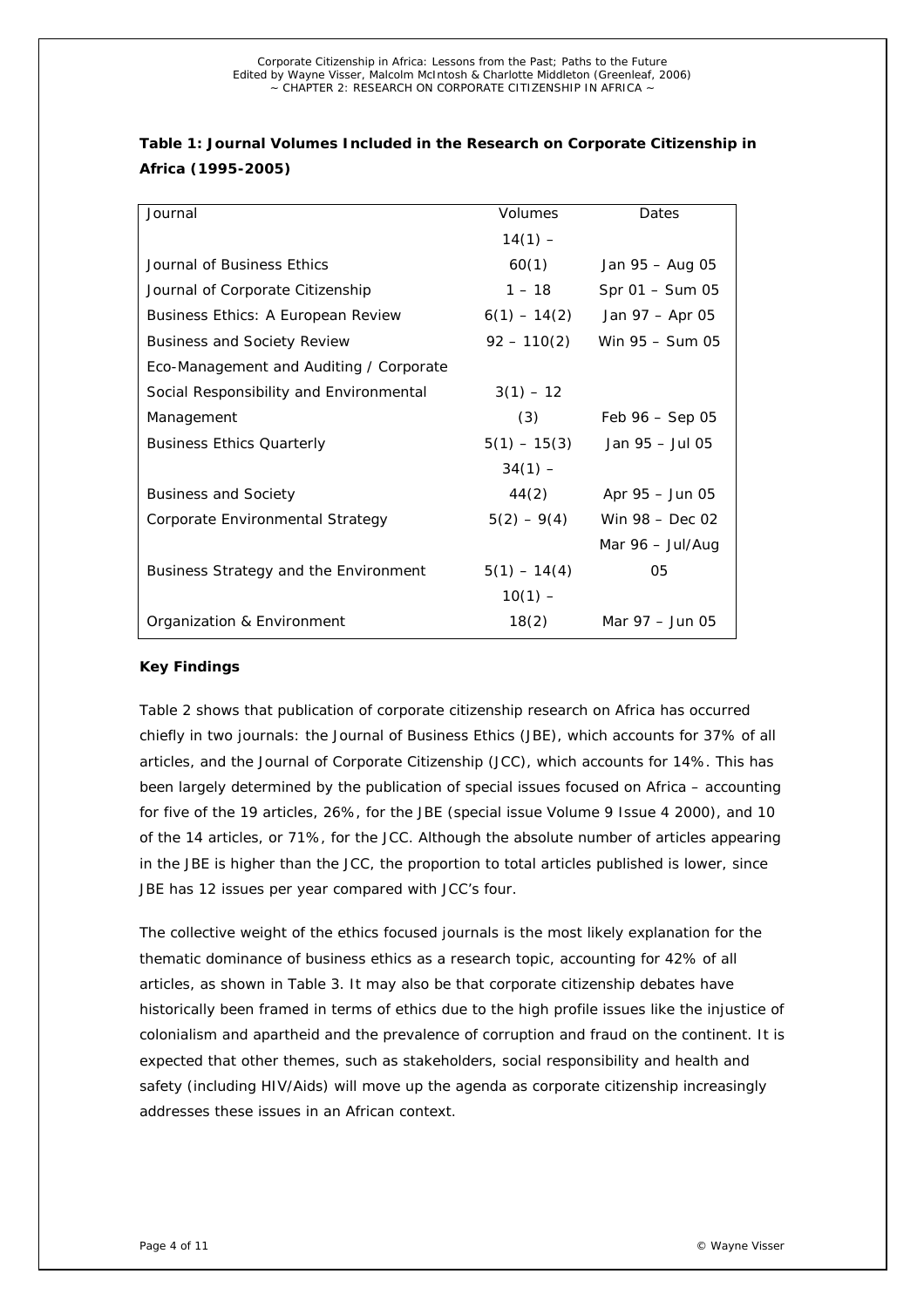**Table 1: Journal Volumes Included in the Research on Corporate Citizenship in Africa (1995-2005)**

| Journal | Volumes | Dates |
|---|---|---|
| Journal of Business Ethics | 14(1) – 60(1) | Jan 95 – Aug 05 |
| Journal of Corporate Citizenship | 1 – 18 | Spr 01 – Sum 05 |
| Business Ethics: A European Review | 6(1) – 14(2) | Jan 97 – Apr 05 |
| Business and Society Review | 92 – 110(2) | Win 95 – Sum 05 |
| Eco-Management and Auditing / Corporate Social Responsibility and Environmental Management | 3(1) – 12 (3) | Feb 96 – Sep 05 |
| Business Ethics Quarterly | 5(1) – 15(3) | Jan 95 – Jul 05 |
| Business and Society | 34(1) – 44(2) | Apr 95 – Jun 05 |
| Corporate Environmental Strategy | 5(2) – 9(4) | Win 98 – Dec 02 |
| Business Strategy and the Environment | 5(1) – 14(4) | Mar 96 – Jul/Aug 05 |
| Organization & Environment | 10(1) – 18(2) | Mar 97 – Jun 05 |

**Key Findings**

Table 2 shows that publication of corporate citizenship research on Africa has occurred chiefly in two journals: the Journal of Business Ethics (JBE), which accounts for 37% of all articles, and the Journal of Corporate Citizenship (JCC), which accounts for 14%. This has been largely determined by the publication of special issues focused on Africa – accounting for five of the 19 articles, 26%, for the JBE (special issue Volume 9 Issue 4 2000), and 10 of the 14 articles, or 71%, for the JCC. Although the absolute number of articles appearing in the JBE is higher than the JCC, the proportion to total articles published is lower, since JBE has 12 issues per year compared with JCC's four.

The collective weight of the ethics focused journals is the most likely explanation for the thematic dominance of business ethics as a research topic, accounting for 42% of all articles, as shown in Table 3. It may also be that corporate citizenship debates have historically been framed in terms of ethics due to the high profile issues like the injustice of colonialism and apartheid and the prevalence of corruption and fraud on the continent. It is expected that other themes, such as stakeholders, social responsibility and health and safety (including HIV/Aids) will move up the agenda as corporate citizenship increasingly addresses these issues in an African context.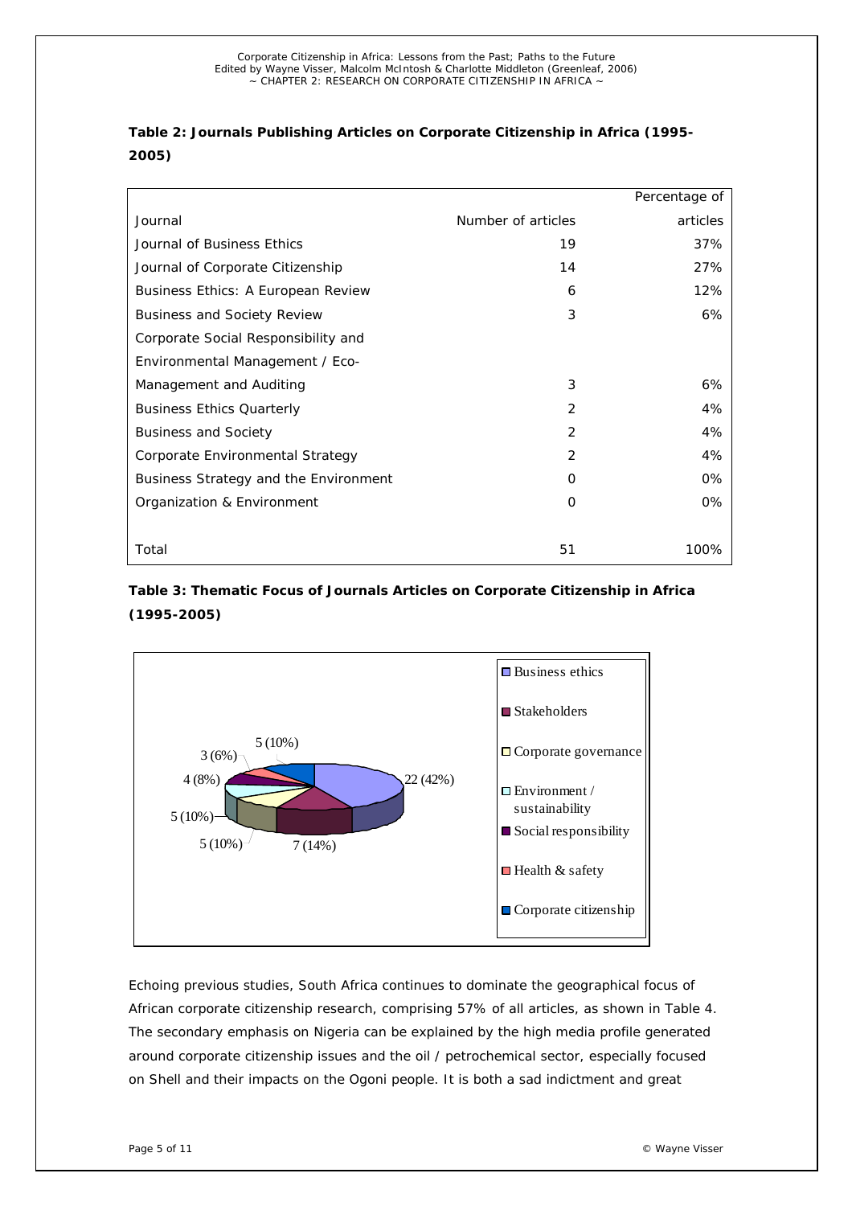**Table 2: Journals Publishing Articles on Corporate Citizenship in Africa (1995-2005)**

| Journal | Number of articles | Percentage of articles |
|---|---|---|
| Journal of Business Ethics | 19 | 37% |
| Journal of Corporate Citizenship | 14 | 27% |
| Business Ethics: A European Review | 6 | 12% |
| Business and Society Review | 3 | 6% |
| Corporate Social Responsibility and Environmental Management / Eco-Management and Auditing | 3 | 6% |
| Business Ethics Quarterly | 2 | 4% |
| Business and Society | 2 | 4% |
| Corporate Environmental Strategy | 2 | 4% |
| Business Strategy and the Environment | 0 | 0% |
| Organization & Environment | 0 | 0% |
| Total | 51 | 100% |

**Table 3: Thematic Focus of Journals Articles on Corporate Citizenship in Africa (1995-2005)**

| Theme | Articles |
|---|---|
| Business ethics | 22 (42%) |
| Stakeholders | 7 (14%) |
| Corporate governance | 5 (10%) |
| Environment / sustainability | 5 (10%) |
| Social responsibility | 4 (8%) |
| Health & safety | 3 (6%) |
| Corporate citizenship | 5 (10%) |

Echoing previous studies, South Africa continues to dominate the geographical focus of African corporate citizenship research, comprising 57% of all articles, as shown in Table 4. The secondary emphasis on Nigeria can be explained by the high media profile generated around corporate citizenship issues and the oil / petrochemical sector, especially focused on Shell and their impacts on the Ogoni people. It is both a sad indictment and great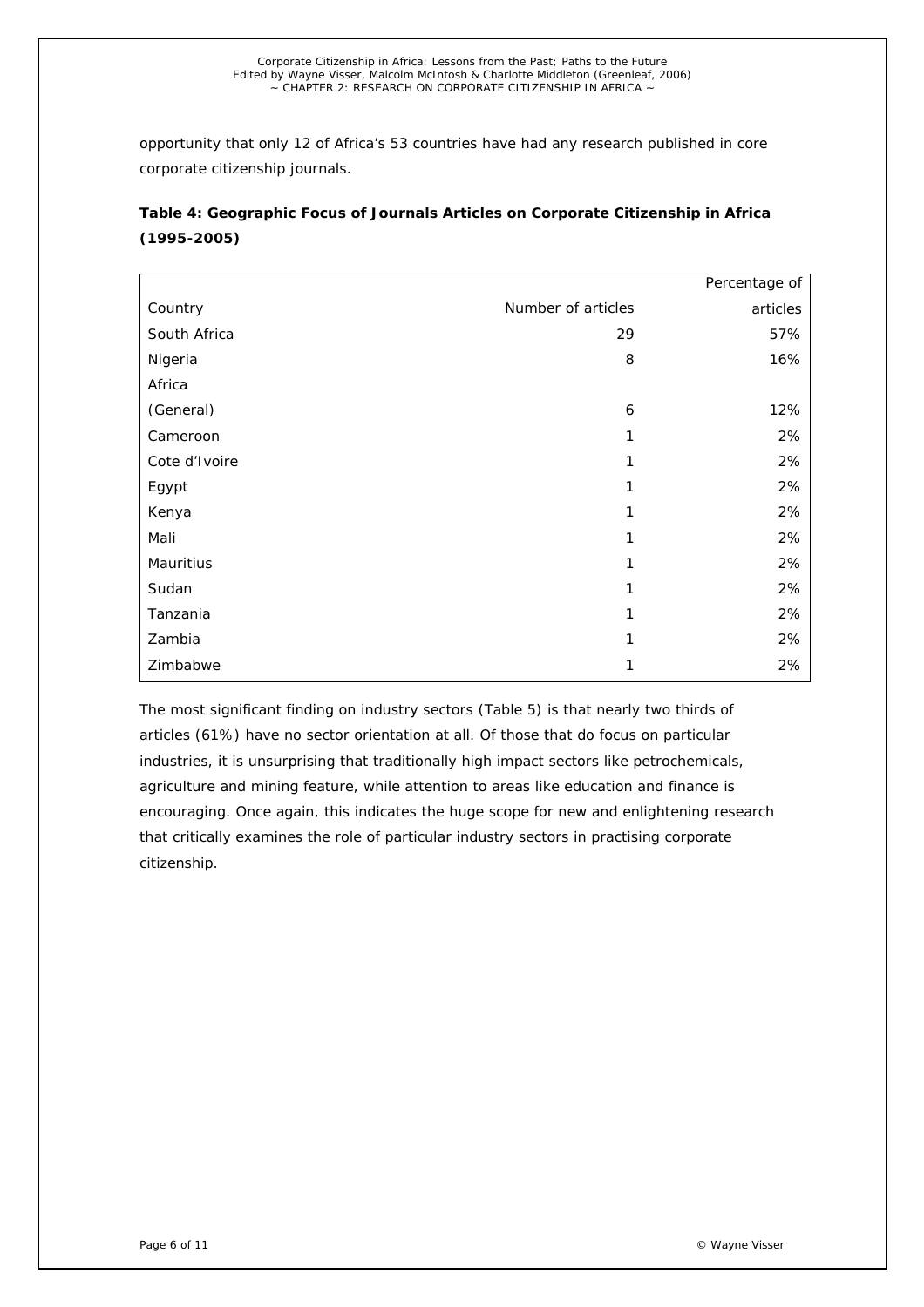opportunity that only 12 of Africa's 53 countries have had any research published in core corporate citizenship journals.

**Table 4: Geographic Focus of Journals Articles on Corporate Citizenship in Africa (1995-2005)**

| Country | Number of articles | Percentage of articles |
|---|---|---|
| South Africa | 29 | 57% |
| Nigeria | 8 | 16% |
| Africa (General) | 6 | 12% |
| Cameroon | 1 | 2% |
| Cote d'Ivoire | 1 | 2% |
| Egypt | 1 | 2% |
| Kenya | 1 | 2% |
| Mali | 1 | 2% |
| Mauritius | 1 | 2% |
| Sudan | 1 | 2% |
| Tanzania | 1 | 2% |
| Zambia | 1 | 2% |
| Zimbabwe | 1 | 2% |

The most significant finding on industry sectors (Table 5) is that nearly two thirds of articles (61%) have no sector orientation at all. Of those that do focus on particular industries, it is unsurprising that traditionally high impact sectors like petrochemicals, agriculture and mining feature, while attention to areas like education and finance is encouraging. Once again, this indicates the huge scope for new and enlightening research that critically examines the role of particular industry sectors in practising corporate citizenship.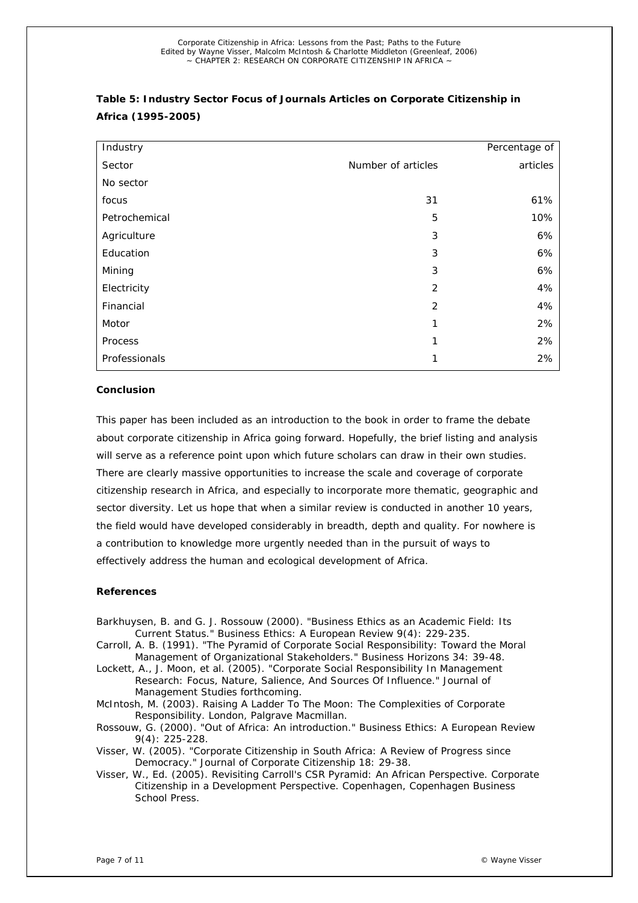**Table 5: Industry Sector Focus of Journals Articles on Corporate Citizenship in Africa (1995-2005)**

| Industry Sector | Number of articles | Percentage of articles |
|---|---|---|
| No sector focus | 31 | 61% |
| Petrochemical | 5 | 10% |
| Agriculture | 3 | 6% |
| Education | 3 | 6% |
| Mining | 3 | 6% |
| Electricity | 2 | 4% |
| Financial | 2 | 4% |
| Motor | 1 | 2% |
| Process | 1 | 2% |
| Professionals | 1 | 2% |

**Conclusion**

This paper has been included as an introduction to the book in order to frame the debate about corporate citizenship in Africa going forward. Hopefully, the brief listing and analysis will serve as a reference point upon which future scholars can draw in their own studies. There are clearly massive opportunities to increase the scale and coverage of corporate citizenship research in Africa, and especially to incorporate more thematic, geographic and sector diversity. Let us hope that when a similar review is conducted in another 10 years, the field would have developed considerably in breadth, depth and quality. For nowhere is a contribution to knowledge more urgently needed than in the pursuit of ways to effectively address the human and ecological development of Africa.

**References**

Barkhuysen, B. and G. J. Rossouw (2000). "Business Ethics as an Academic Field: Its Current Status." Business Ethics: A European Review 9(4): 229-235.

Carroll, A. B. (1991). "The Pyramid of Corporate Social Responsibility: Toward the Moral Management of Organizational Stakeholders." Business Horizons 34: 39-48.

Lockett, A., J. Moon, et al. (2005). "Corporate Social Responsibility In Management Research: Focus, Nature, Salience, And Sources Of Influence." Journal of Management Studies forthcoming.

McIntosh, M. (2003). Raising A Ladder To The Moon: The Complexities of Corporate Responsibility. London, Palgrave Macmillan.

Rossouw, G. (2000). "Out of Africa: An introduction." Business Ethics: A European Review 9(4): 225-228.

Visser, W. (2005). "Corporate Citizenship in South Africa: A Review of Progress since Democracy." Journal of Corporate Citizenship 18: 29-38.

Visser, W., Ed. (2005). Revisiting Carroll's CSR Pyramid: An African Perspective. Corporate Citizenship in a Development Perspective. Copenhagen, Copenhagen Business School Press.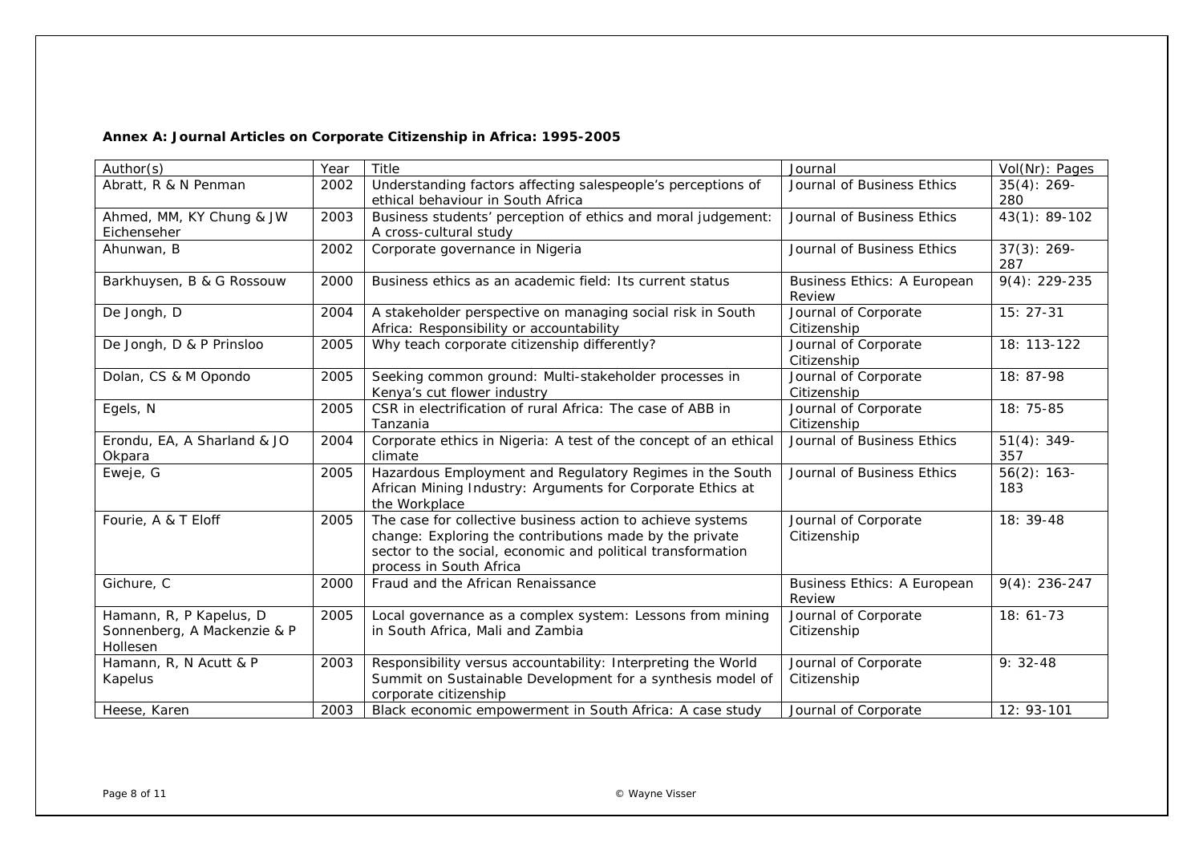**Annex A: Journal Articles on Corporate Citizenship in Africa: 1995-2005**

| Author(s) | Year | Title | Journal | Vol(Nr): Pages |
|---|---|---|---|---|
| Abratt, R & N Penman | 2002 | Understanding factors affecting salespeople's perceptions of ethical behaviour in South Africa | Journal of Business Ethics | 35(4): 269-280 |
| Ahmed, MM, KY Chung & JW Eichenseher | 2003 | Business students' perception of ethics and moral judgement: A cross-cultural study | Journal of Business Ethics | 43(1): 89-102 |
| Ahunwan, B | 2002 | Corporate governance in Nigeria | Journal of Business Ethics | 37(3): 269-287 |
| Barkhuysen, B & G Rossouw | 2000 | Business ethics as an academic field: Its current status | Business Ethics: A European Review | 9(4): 229-235 |
| De Jongh, D | 2004 | A stakeholder perspective on managing social risk in South Africa: Responsibility or accountability | Journal of Corporate Citizenship | 15: 27-31 |
| De Jongh, D & P Prinsloo | 2005 | Why teach corporate citizenship differently? | Journal of Corporate Citizenship | 18: 113-122 |
| Dolan, CS & M Opondo | 2005 | Seeking common ground: Multi-stakeholder processes in Kenya's cut flower industry | Journal of Corporate Citizenship | 18: 87-98 |
| Egels, N | 2005 | CSR in electrification of rural Africa: The case of ABB in Tanzania | Journal of Corporate Citizenship | 18: 75-85 |
| Erondu, EA, A Sharland & JO Okpara | 2004 | Corporate ethics in Nigeria: A test of the concept of an ethical climate | Journal of Business Ethics | 51(4): 349-357 |
| Eweje, G | 2005 | Hazardous Employment and Regulatory Regimes in the South African Mining Industry: Arguments for Corporate Ethics at the Workplace | Journal of Business Ethics | 56(2): 163-183 |
| Fourie, A & T Eloff | 2005 | The case for collective business action to achieve systems change: Exploring the contributions made by the private sector to the social, economic and political transformation process in South Africa | Journal of Corporate Citizenship | 18: 39-48 |
| Gichure, C | 2000 | Fraud and the African Renaissance | Business Ethics: A European Review | 9(4): 236-247 |
| Hamann, R, P Kapelus, D Sonnenberg, A Mackenzie & P Hollesen | 2005 | Local governance as a complex system: Lessons from mining in South Africa, Mali and Zambia | Journal of Corporate Citizenship | 18: 61-73 |
| Hamann, R, N Acutt & P Kapelus | 2003 | Responsibility versus accountability: Interpreting the World Summit on Sustainable Development for a synthesis model of corporate citizenship | Journal of Corporate Citizenship | 9: 32-48 |
| Heese, Karen | 2003 | Black economic empowerment in South Africa: A case study | Journal of Corporate | 12: 93-101 |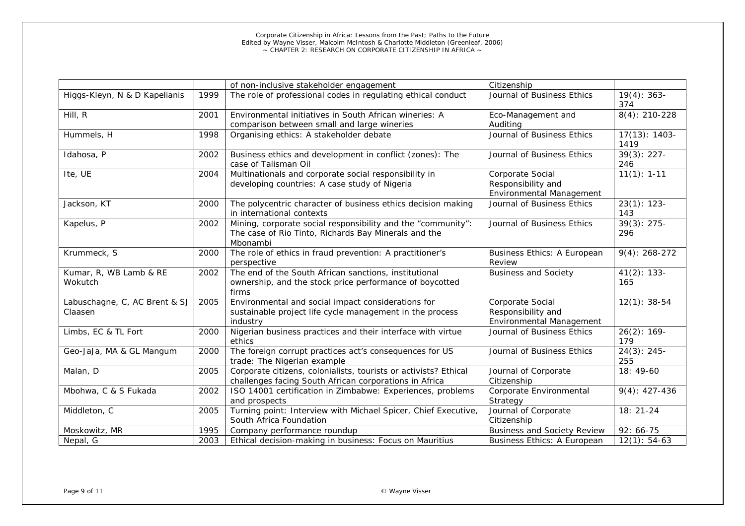| | | of non-inclusive stakeholder engagement | Citizenship | |
|---|---|---|---|---|
| Higgs-Kleyn, N & D Kapelianis | 1999 | The role of professional codes in regulating ethical conduct | Journal of Business Ethics | 19(4): 363-374 |
| Hill, R | 2001 | Environmental initiatives in South African wineries: A comparison between small and large wineries | Eco-Management and Auditing | 8(4): 210-228 |
| Hummels, H | 1998 | Organising ethics: A stakeholder debate | Journal of Business Ethics | 17(13): 1403-1419 |
| Idahosa, P | 2002 | Business ethics and development in conflict (zones): The case of Talisman Oil | Journal of Business Ethics | 39(3): 227-246 |
| Ite, UE | 2004 | Multinationals and corporate social responsibility in developing countries: A case study of Nigeria | Corporate Social Responsibility and Environmental Management | 11(1): 1-11 |
| Jackson, KT | 2000 | The polycentric character of business ethics decision making in international contexts | Journal of Business Ethics | 23(1): 123-143 |
| Kapelus, P | 2002 | Mining, corporate social responsibility and the "community": The case of Rio Tinto, Richards Bay Minerals and the Mbonambi | Journal of Business Ethics | 39(3): 275-296 |
| Krummeck, S | 2000 | The role of ethics in fraud prevention: A practitioner's perspective | Business Ethics: A European Review | 9(4): 268-272 |
| Kumar, R, WB Lamb & RE Wokutch | 2002 | The end of the South African sanctions, institutional ownership, and the stock price performance of boycotted firms | Business and Society | 41(2): 133-165 |
| Labuschagne, C, AC Brent & SJ Claasen | 2005 | Environmental and social impact considerations for sustainable project life cycle management in the process industry | Corporate Social Responsibility and Environmental Management | 12(1): 38-54 |
| Limbs, EC & TL Fort | 2000 | Nigerian business practices and their interface with virtue ethics | Journal of Business Ethics | 26(2): 169-179 |
| Geo-JaJa, MA & GL Mangum | 2000 | The foreign corrupt practices act's consequences for US trade: The Nigerian example | Journal of Business Ethics | 24(3): 245-255 |
| Malan, D | 2005 | Corporate citizens, colonialists, tourists or activists? Ethical challenges facing South African corporations in Africa | Journal of Corporate Citizenship | 18: 49-60 |
| Mbohwa, C & S Fukada | 2002 | ISO 14001 certification in Zimbabwe: Experiences, problems and prospects | Corporate Environmental Strategy | 9(4): 427-436 |
| Middleton, C | 2005 | Turning point: Interview with Michael Spicer, Chief Executive, South Africa Foundation | Journal of Corporate Citizenship | 18: 21-24 |
| Moskowitz, MR | 1995 | Company performance roundup | Business and Society Review | 92: 66-75 |
| Nepal, G | 2003 | Ethical decision-making in business: Focus on Mauritius | Business Ethics: A European | 12(1): 54-63 |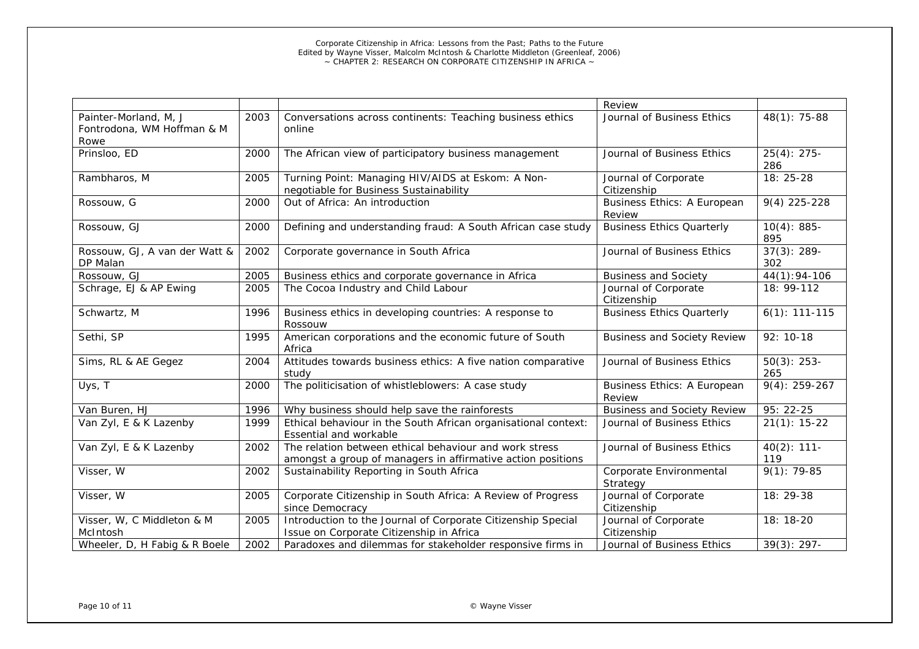| | | | | |
|---|---|---|---|---|
| | | | Review | |
| Painter-Morland, M, J Fontrodona, WM Hoffman & M Rowe | 2003 | Conversations across continents: Teaching business ethics online | Journal of Business Ethics | 48(1): 75-88 |
| Prinsloo, ED | 2000 | The African view of participatory business management | Journal of Business Ethics | 25(4): 275-286 |
| Rambharos, M | 2005 | Turning Point: Managing HIV/AIDS at Eskom: A Non-negotiable for Business Sustainability | Journal of Corporate Citizenship | 18: 25-28 |
| Rossouw, G | 2000 | Out of Africa: An introduction | Business Ethics: A European Review | 9(4) 225-228 |
| Rossouw, GJ | 2000 | Defining and understanding fraud: A South African case study | Business Ethics Quarterly | 10(4): 885-895 |
| Rossouw, GJ, A van der Watt & DP Malan | 2002 | Corporate governance in South Africa | Journal of Business Ethics | 37(3): 289-302 |
| Rossouw, GJ | 2005 | Business ethics and corporate governance in Africa | Business and Society | 44(1):94-106 |
| Schrage, EJ & AP Ewing | 2005 | The Cocoa Industry and Child Labour | Journal of Corporate Citizenship | 18: 99-112 |
| Schwartz, M | 1996 | Business ethics in developing countries: A response to Rossouw | Business Ethics Quarterly | 6(1): 111-115 |
| Sethi, SP | 1995 | American corporations and the economic future of South Africa | Business and Society Review | 92: 10-18 |
| Sims, RL & AE Gegez | 2004 | Attitudes towards business ethics: A five nation comparative study | Journal of Business Ethics | 50(3): 253-265 |
| Uys, T | 2000 | The politicisation of whistleblowers: A case study | Business Ethics: A European Review | 9(4): 259-267 |
| Van Buren, HJ | 1996 | Why business should help save the rainforests | Business and Society Review | 95: 22-25 |
| Van Zyl, E & K Lazenby | 1999 | Ethical behaviour in the South African organisational context: Essential and workable | Journal of Business Ethics | 21(1): 15-22 |
| Van Zyl, E & K Lazenby | 2002 | The relation between ethical behaviour and work stress amongst a group of managers in affirmative action positions | Journal of Business Ethics | 40(2): 111-119 |
| Visser, W | 2002 | Sustainability Reporting in South Africa | Corporate Environmental Strategy | 9(1): 79-85 |
| Visser, W | 2005 | Corporate Citizenship in South Africa: A Review of Progress since Democracy | Journal of Corporate Citizenship | 18: 29-38 |
| Visser, W, C Middleton & M McIntosh | 2005 | Introduction to the Journal of Corporate Citizenship Special Issue on Corporate Citizenship in Africa | Journal of Corporate Citizenship | 18: 18-20 |
| Wheeler, D, H Fabig & R Boele | 2002 | Paradoxes and dilemmas for stakeholder responsive firms in | Journal of Business Ethics | 39(3): 297- |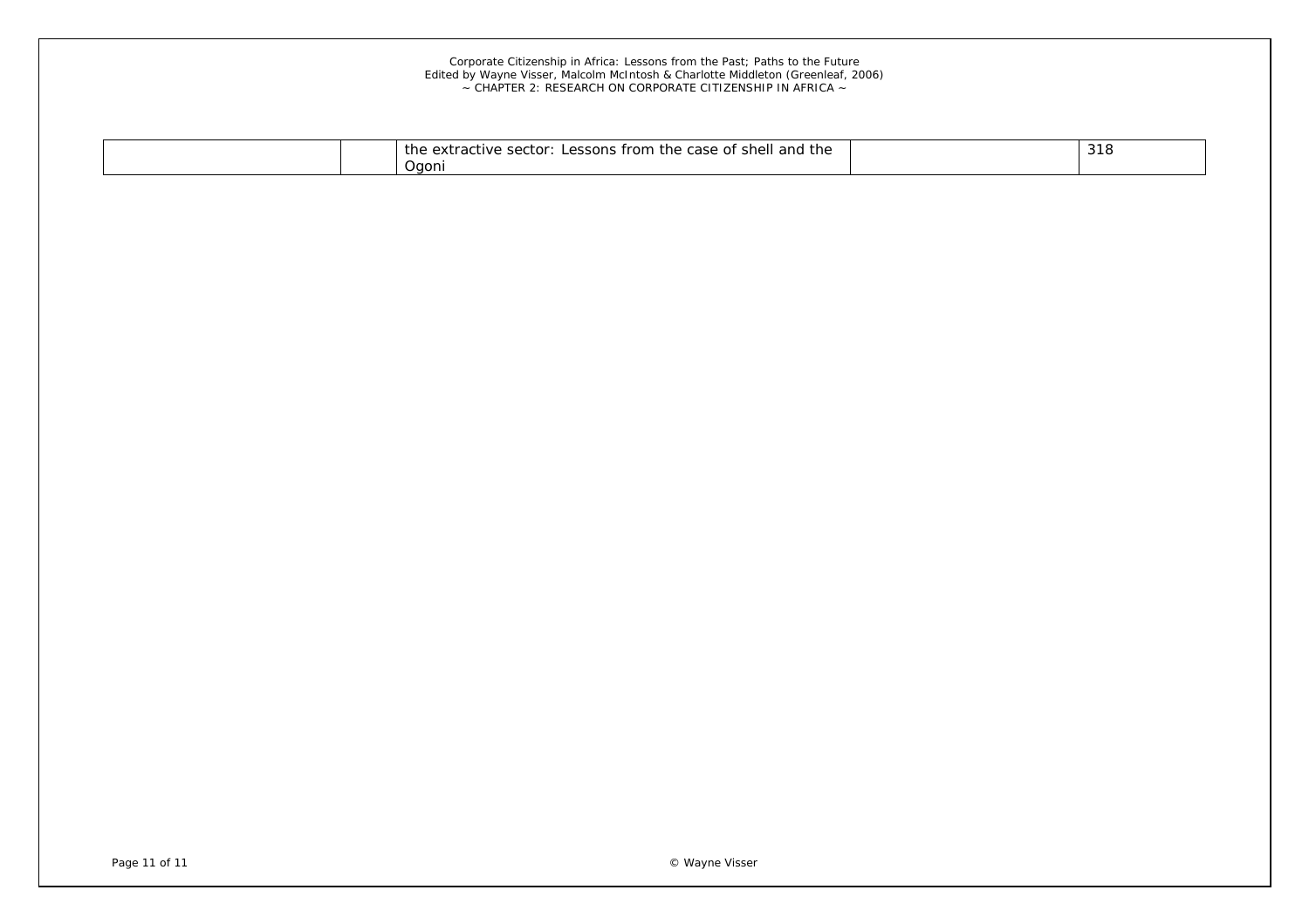| | | | | |
|---|---|---|---|---|
| | | the extractive sector: Lessons from the case of shell and the Ogoni | | 318 |